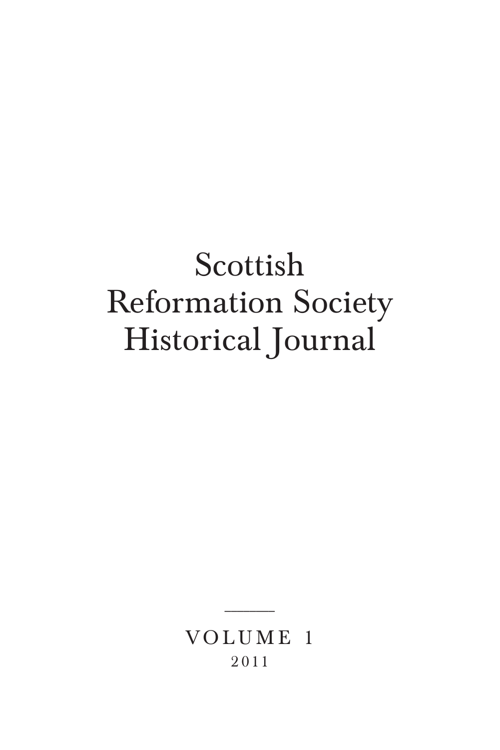# Scottish Reformation Society Historical Journal

---

VOLUME 1

2011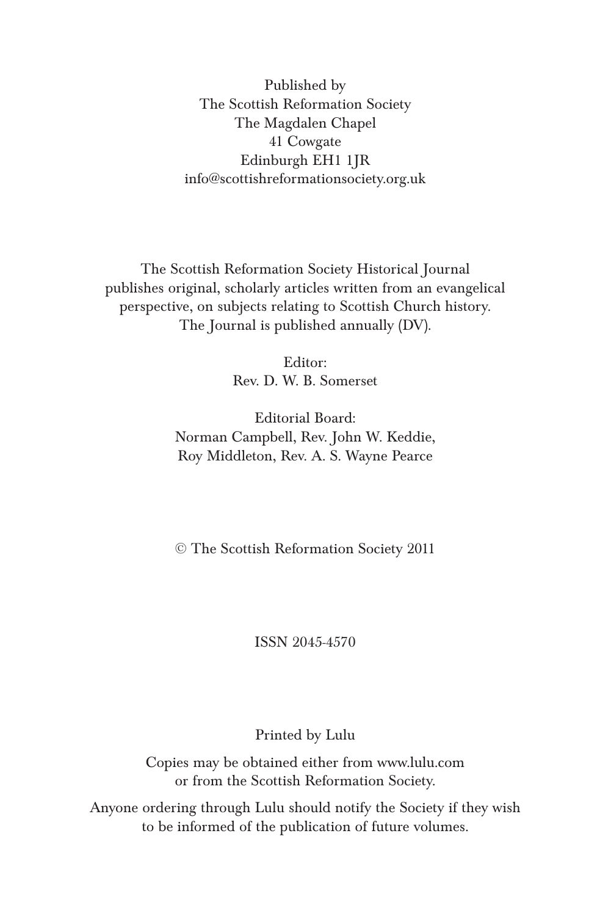Published by
The Scottish Reformation Society
The Magdalen Chapel
41 Cowgate
Edinburgh EH1 1JR
info@scottishreformationsociety.org.uk

The Scottish Reformation Society Historical Journal publishes original, scholarly articles written from an evangelical perspective, on subjects relating to Scottish Church history. The Journal is published annually (DV).

Editor:
Rev. D. W. B. Somerset

Editorial Board:
Norman Campbell, Rev. John W. Keddie,
Roy Middleton, Rev. A. S. Wayne Pearce

© The Scottish Reformation Society 2011

ISSN 2045-4570

Printed by Lulu

Copies may be obtained either from www.lulu.com or from the Scottish Reformation Society.

Anyone ordering through Lulu should notify the Society if they wish to be informed of the publication of future volumes.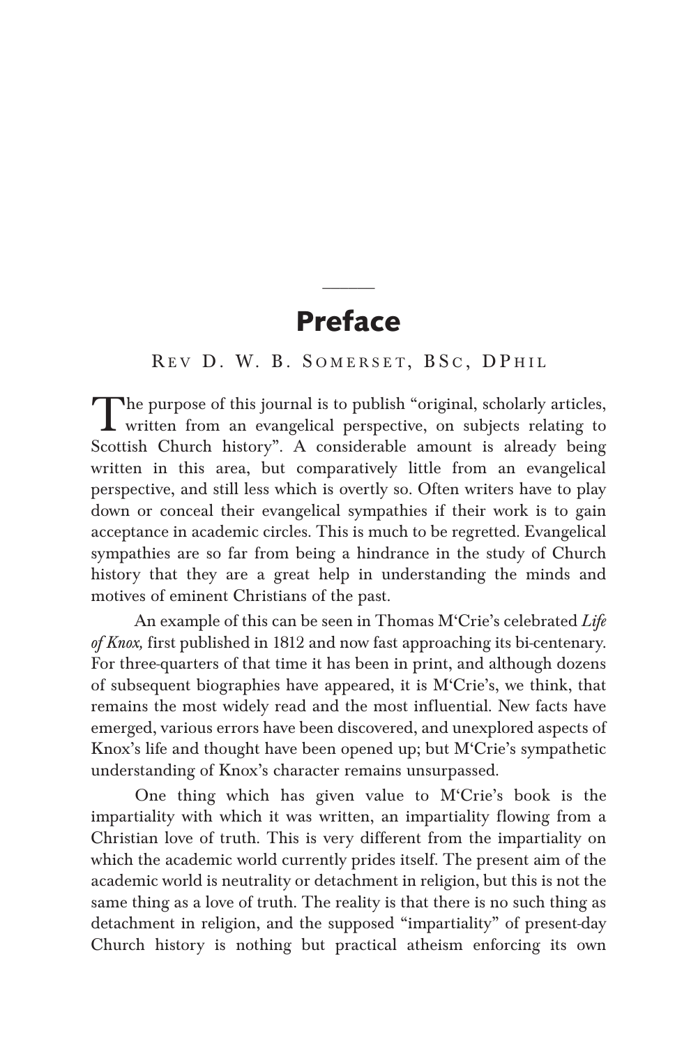# Preface

Rev D. W. B. Somerset, BSc, DPhil

The purpose of this journal is to publish "original, scholarly articles, written from an evangelical perspective, on subjects relating to Scottish Church history". A considerable amount is already being written in this area, but comparatively little from an evangelical perspective, and still less which is overtly so. Often writers have to play down or conceal their evangelical sympathies if their work is to gain acceptance in academic circles. This is much to be regretted. Evangelical sympathies are so far from being a hindrance in the study of Church history that they are a great help in understanding the minds and motives of eminent Christians of the past.

An example of this can be seen in Thomas M'Crie's celebrated *Life of Knox,* first published in 1812 and now fast approaching its bi-centenary. For three-quarters of that time it has been in print, and although dozens of subsequent biographies have appeared, it is M'Crie's, we think, that remains the most widely read and the most influential. New facts have emerged, various errors have been discovered, and unexplored aspects of Knox's life and thought have been opened up; but M'Crie's sympathetic understanding of Knox's character remains unsurpassed.

One thing which has given value to M'Crie's book is the impartiality with which it was written, an impartiality flowing from a Christian love of truth. This is very different from the impartiality on which the academic world currently prides itself. The present aim of the academic world is neutrality or detachment in religion, but this is not the same thing as a love of truth. The reality is that there is no such thing as detachment in religion, and the supposed "impartiality" of present-day Church history is nothing but practical atheism enforcing its own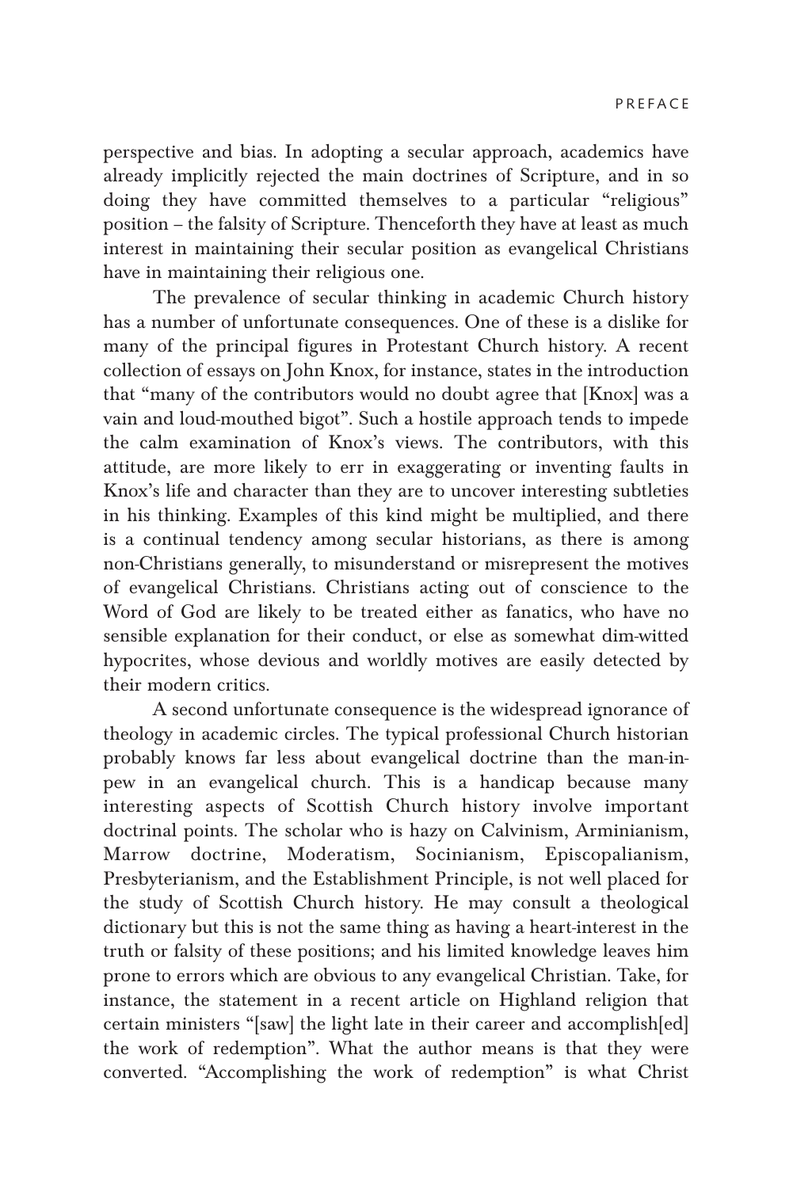perspective and bias. In adopting a secular approach, academics have already implicitly rejected the main doctrines of Scripture, and in so doing they have committed themselves to a particular "religious" position – the falsity of Scripture. Thenceforth they have at least as much interest in maintaining their secular position as evangelical Christians have in maintaining their religious one.

The prevalence of secular thinking in academic Church history has a number of unfortunate consequences. One of these is a dislike for many of the principal figures in Protestant Church history. A recent collection of essays on John Knox, for instance, states in the introduction that "many of the contributors would no doubt agree that [Knox] was a vain and loud-mouthed bigot". Such a hostile approach tends to impede the calm examination of Knox's views. The contributors, with this attitude, are more likely to err in exaggerating or inventing faults in Knox's life and character than they are to uncover interesting subtleties in his thinking. Examples of this kind might be multiplied, and there is a continual tendency among secular historians, as there is among non-Christians generally, to misunderstand or misrepresent the motives of evangelical Christians. Christians acting out of conscience to the Word of God are likely to be treated either as fanatics, who have no sensible explanation for their conduct, or else as somewhat dim-witted hypocrites, whose devious and worldly motives are easily detected by their modern critics.

A second unfortunate consequence is the widespread ignorance of theology in academic circles. The typical professional Church historian probably knows far less about evangelical doctrine than the man-in-pew in an evangelical church. This is a handicap because many interesting aspects of Scottish Church history involve important doctrinal points. The scholar who is hazy on Calvinism, Arminianism, Marrow doctrine, Moderatism, Socinianism, Episcopalianism, Presbyterianism, and the Establishment Principle, is not well placed for the study of Scottish Church history. He may consult a theological dictionary but this is not the same thing as having a heart-interest in the truth or falsity of these positions; and his limited knowledge leaves him prone to errors which are obvious to any evangelical Christian. Take, for instance, the statement in a recent article on Highland religion that certain ministers "[saw] the light late in their career and accomplish[ed] the work of redemption". What the author means is that they were converted. "Accomplishing the work of redemption" is what Christ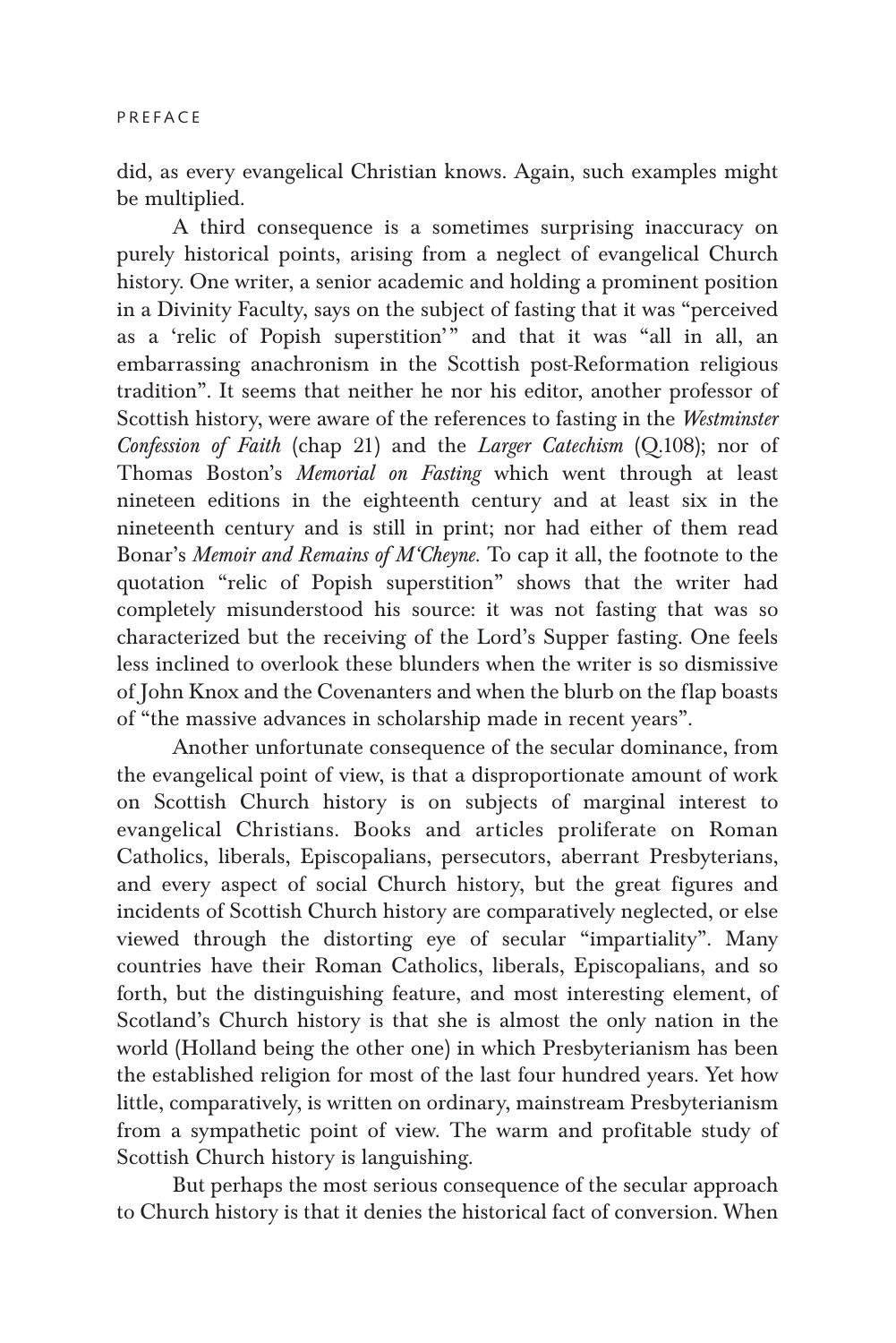did, as every evangelical Christian knows. Again, such examples might be multiplied.

A third consequence is a sometimes surprising inaccuracy on purely historical points, arising from a neglect of evangelical Church history. One writer, a senior academic and holding a prominent position in a Divinity Faculty, says on the subject of fasting that it was "perceived as a 'relic of Popish superstition'" and that it was "all in all, an embarrassing anachronism in the Scottish post-Reformation religious tradition". It seems that neither he nor his editor, another professor of Scottish history, were aware of the references to fasting in the *Westminster Confession of Faith* (chap 21) and the *Larger Catechism* (Q.108); nor of Thomas Boston's *Memorial on Fasting* which went through at least nineteen editions in the eighteenth century and at least six in the nineteenth century and is still in print; nor had either of them read Bonar's *Memoir and Remains of M'Cheyne.* To cap it all, the footnote to the quotation "relic of Popish superstition" shows that the writer had completely misunderstood his source: it was not fasting that was so characterized but the receiving of the Lord's Supper fasting. One feels less inclined to overlook these blunders when the writer is so dismissive of John Knox and the Covenanters and when the blurb on the flap boasts of "the massive advances in scholarship made in recent years".

Another unfortunate consequence of the secular dominance, from the evangelical point of view, is that a disproportionate amount of work on Scottish Church history is on subjects of marginal interest to evangelical Christians. Books and articles proliferate on Roman Catholics, liberals, Episcopalians, persecutors, aberrant Presbyterians, and every aspect of social Church history, but the great figures and incidents of Scottish Church history are comparatively neglected, or else viewed through the distorting eye of secular "impartiality". Many countries have their Roman Catholics, liberals, Episcopalians, and so forth, but the distinguishing feature, and most interesting element, of Scotland's Church history is that she is almost the only nation in the world (Holland being the other one) in which Presbyterianism has been the established religion for most of the last four hundred years. Yet how little, comparatively, is written on ordinary, mainstream Presbyterianism from a sympathetic point of view. The warm and profitable study of Scottish Church history is languishing.

But perhaps the most serious consequence of the secular approach to Church history is that it denies the historical fact of conversion. When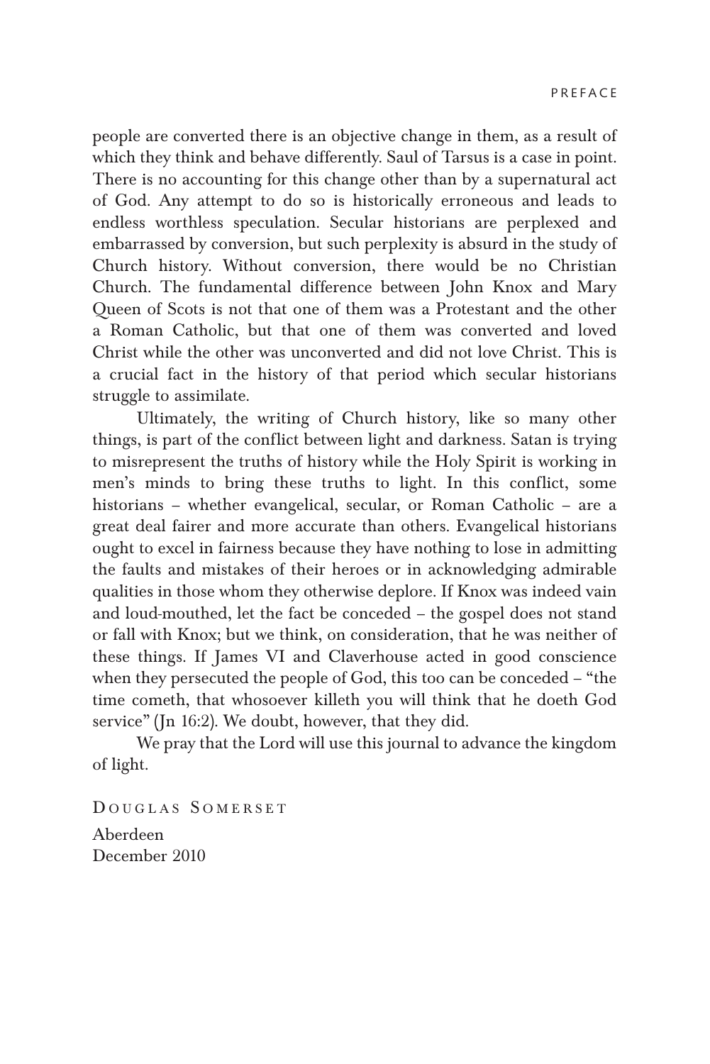people are converted there is an objective change in them, as a result of which they think and behave differently. Saul of Tarsus is a case in point. There is no accounting for this change other than by a supernatural act of God. Any attempt to do so is historically erroneous and leads to endless worthless speculation. Secular historians are perplexed and embarrassed by conversion, but such perplexity is absurd in the study of Church history. Without conversion, there would be no Christian Church. The fundamental difference between John Knox and Mary Queen of Scots is not that one of them was a Protestant and the other a Roman Catholic, but that one of them was converted and loved Christ while the other was unconverted and did not love Christ. This is a crucial fact in the history of that period which secular historians struggle to assimilate.

Ultimately, the writing of Church history, like so many other things, is part of the conflict between light and darkness. Satan is trying to misrepresent the truths of history while the Holy Spirit is working in men's minds to bring these truths to light. In this conflict, some historians – whether evangelical, secular, or Roman Catholic – are a great deal fairer and more accurate than others. Evangelical historians ought to excel in fairness because they have nothing to lose in admitting the faults and mistakes of their heroes or in acknowledging admirable qualities in those whom they otherwise deplore. If Knox was indeed vain and loud-mouthed, let the fact be conceded – the gospel does not stand or fall with Knox; but we think, on consideration, that he was neither of these things. If James VI and Claverhouse acted in good conscience when they persecuted the people of God, this too can be conceded – "the time cometh, that whosoever killeth you will think that he doeth God service" (Jn 16:2). We doubt, however, that they did.

We pray that the Lord will use this journal to advance the kingdom of light.

Douglas Somerset

Aberdeen
December 2010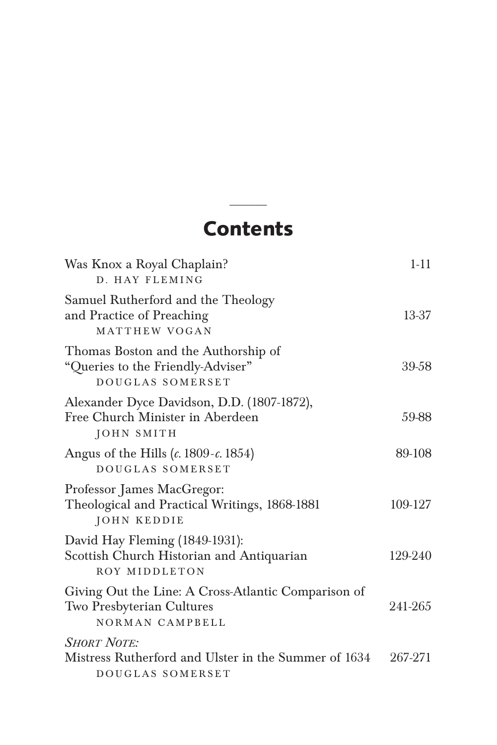# Contents

| | |
|---|---|
| Was Knox a Royal Chaplain?<br>D. HAY FLEMING | 1-11 |
| Samuel Rutherford and the Theology and Practice of Preaching<br>MATTHEW VOGAN | 13-37 |
| Thomas Boston and the Authorship of "Queries to the Friendly-Adviser"<br>DOUGLAS SOMERSET | 39-58 |
| Alexander Dyce Davidson, D.D. (1807-1872), Free Church Minister in Aberdeen<br>JOHN SMITH | 59-88 |
| Angus of the Hills (*c.* 1809-*c.* 1854)<br>DOUGLAS SOMERSET | 89-108 |
| Professor James MacGregor: Theological and Practical Writings, 1868-1881<br>JOHN KEDDIE | 109-127 |
| David Hay Fleming (1849-1931): Scottish Church Historian and Antiquarian<br>ROY MIDDLETON | 129-240 |
| Giving Out the Line: A Cross-Atlantic Comparison of Two Presbyterian Cultures<br>NORMAN CAMPBELL | 241-265 |
| *SHORT NOTE:*<br>Mistress Rutherford and Ulster in the Summer of 1634<br>DOUGLAS SOMERSET | 267-271 |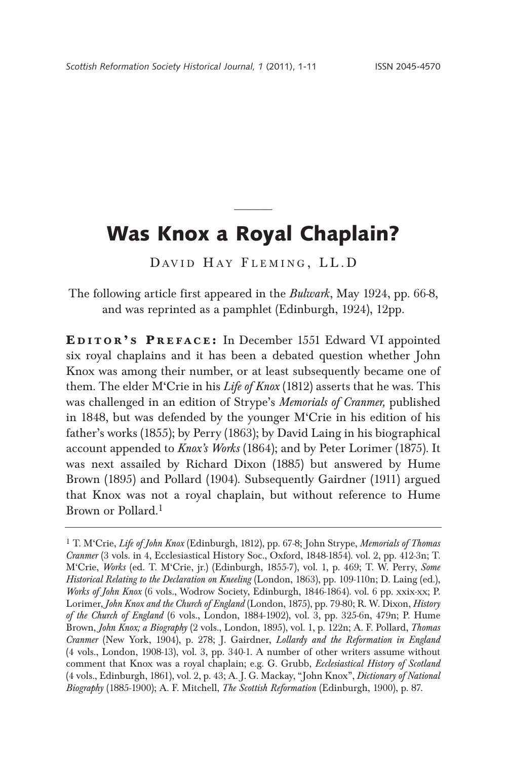# Was Knox a Royal Chaplain?

David Hay Fleming, LL.D

The following article first appeared in the *Bulwark*, May 1924, pp. 66-8, and was reprinted as a pamphlet (Edinburgh, 1924), 12pp.

**Editor's Preface:** In December 1551 Edward VI appointed six royal chaplains and it has been a debated question whether John Knox was among their number, or at least subsequently became one of them. The elder M'Crie in his *Life of Knox* (1812) asserts that he was. This was challenged in an edition of Strype's *Memorials of Cranmer,* published in 1848, but was defended by the younger M'Crie in his edition of his father's works (1855); by Perry (1863); by David Laing in his biographical account appended to *Knox's Works* (1864); and by Peter Lorimer (1875). It was next assailed by Richard Dixon (1885) but answered by Hume Brown (1895) and Pollard (1904). Subsequently Gairdner (1911) argued that Knox was not a royal chaplain, but without reference to Hume Brown or Pollard.[1]

---

[1] T. M'Crie, *Life of John Knox* (Edinburgh, 1812), pp. 67-8; John Strype, *Memorials of Thomas Cranmer* (3 vols. in 4, Ecclesiastical History Soc., Oxford, 1848-1854). vol. 2, pp. 412-3n; T. M'Crie, *Works* (ed. T. M'Crie, jr.) (Edinburgh, 1855-7), vol. 1, p. 469; T. W. Perry, *Some Historical Relating to the Declaration on Kneeling* (London, 1863), pp. 109-110n; D. Laing (ed.), *Works of John Knox* (6 vols., Wodrow Society, Edinburgh, 1846-1864). vol. 6 pp. xxix-xx; P. Lorimer, *John Knox and the Church of England* (London, 1875), pp. 79-80; R. W. Dixon, *History of the Church of England* (6 vols., London, 1884-1902), vol. 3, pp. 325-6n, 479n; P. Hume Brown, *John Knox; a Biography* (2 vols., London, 1895), vol. 1, p. 122n; A. F. Pollard, *Thomas Cranmer* (New York, 1904), p. 278; J. Gairdner, *Lollardy and the Reformation in England* (4 vols., London, 1908-13), vol. 3, pp. 340-1. A number of other writers assume without comment that Knox was a royal chaplain; e.g. G. Grubb, *Ecclesiastical History of Scotland* (4 vols., Edinburgh, 1861), vol. 2, p. 43; A. J. G. Mackay, "John Knox", *Dictionary of National Biography* (1885-1900); A. F. Mitchell, *The Scottish Reformation* (Edinburgh, 1900), p. 87.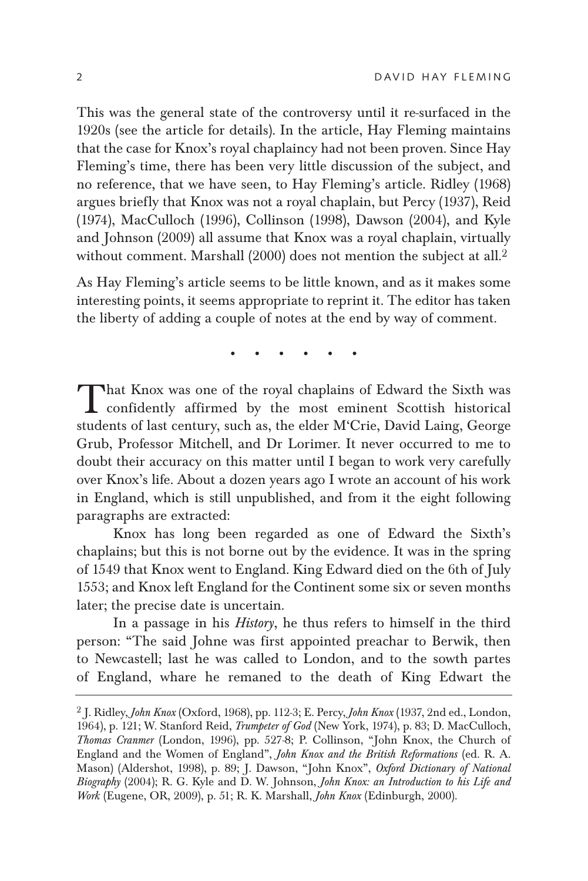This was the general state of the controversy until it re-surfaced in the 1920s (see the article for details). In the article, Hay Fleming maintains that the case for Knox's royal chaplaincy had not been proven. Since Hay Fleming's time, there has been very little discussion of the subject, and no reference, that we have seen, to Hay Fleming's article. Ridley (1968) argues briefly that Knox was not a royal chaplain, but Percy (1937), Reid (1974), MacCulloch (1996), Collinson (1998), Dawson (2004), and Kyle and Johnson (2009) all assume that Knox was a royal chaplain, virtually without comment. Marshall (2000) does not mention the subject at all.[2]

As Hay Fleming's article seems to be little known, and as it makes some interesting points, it seems appropriate to reprint it. The editor has taken the liberty of adding a couple of notes at the end by way of comment.

• • • • • • •

That Knox was one of the royal chaplains of Edward the Sixth was confidently affirmed by the most eminent Scottish historical students of last century, such as, the elder M'Crie, David Laing, George Grub, Professor Mitchell, and Dr Lorimer. It never occurred to me to doubt their accuracy on this matter until I began to work very carefully over Knox's life. About a dozen years ago I wrote an account of his work in England, which is still unpublished, and from it the eight following paragraphs are extracted:

Knox has long been regarded as one of Edward the Sixth's chaplains; but this is not borne out by the evidence. It was in the spring of 1549 that Knox went to England. King Edward died on the 6th of July 1553; and Knox left England for the Continent some six or seven months later; the precise date is uncertain.

In a passage in his *History*, he thus refers to himself in the third person: "The said Johne was first appointed preachar to Berwik, then to Newcastell; last he was called to London, and to the sowth partes of England, whare he remaned to the death of King Edwart the

---

[2] J. Ridley, *John Knox* (Oxford, 1968), pp. 112-3; E. Percy, *John Knox* (1937, 2nd ed., London, 1964), p. 121; W. Stanford Reid, *Trumpeter of God* (New York, 1974), p. 83; D. MacCulloch, *Thomas Cranmer* (London, 1996), pp. 527-8; P. Collinson, "John Knox, the Church of England and the Women of England", *John Knox and the British Reformations* (ed. R. A. Mason) (Aldershot, 1998), p. 89; J. Dawson, "John Knox", *Oxford Dictionary of National Biography* (2004); R. G. Kyle and D. W. Johnson, *John Knox: an Introduction to his Life and Work* (Eugene, OR, 2009), p. 51; R. K. Marshall, *John Knox* (Edinburgh, 2000).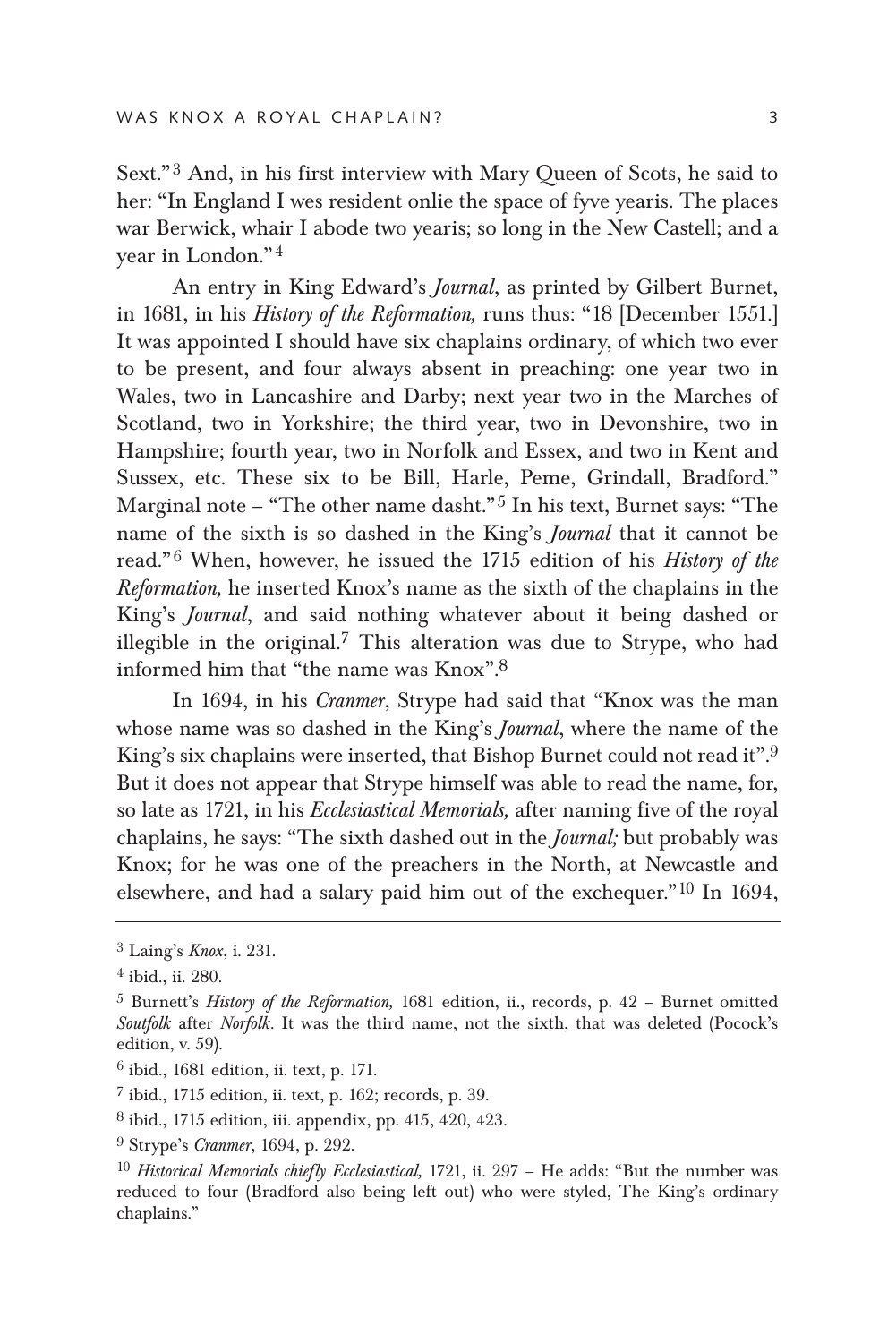Sext."[3] And, in his first interview with Mary Queen of Scots, he said to her: "In England I wes resident onlie the space of fyve yearis. The places war Berwick, whair I abode two yearis; so long in the New Castell; and a year in London."[4]

An entry in King Edward's *Journal*, as printed by Gilbert Burnet, in 1681, in his *History of the Reformation,* runs thus: "18 [December 1551.] It was appointed I should have six chaplains ordinary, of which two ever to be present, and four always absent in preaching: one year two in Wales, two in Lancashire and Darby; next year two in the Marches of Scotland, two in Yorkshire; the third year, two in Devonshire, two in Hampshire; fourth year, two in Norfolk and Essex, and two in Kent and Sussex, etc. These six to be Bill, Harle, Peme, Grindall, Bradford." Marginal note – "The other name dasht."[5] In his text, Burnet says: "The name of the sixth is so dashed in the King's *Journal* that it cannot be read."[6] When, however, he issued the 1715 edition of his *History of the Reformation,* he inserted Knox's name as the sixth of the chaplains in the King's *Journal*, and said nothing whatever about it being dashed or illegible in the original.[7] This alteration was due to Strype, who had informed him that "the name was Knox".[8]

In 1694, in his *Cranmer*, Strype had said that "Knox was the man whose name was so dashed in the King's *Journal*, where the name of the King's six chaplains were inserted, that Bishop Burnet could not read it".[9] But it does not appear that Strype himself was able to read the name, for, so late as 1721, in his *Ecclesiastical Memorials,* after naming five of the royal chaplains, he says: "The sixth dashed out in the *Journal;* but probably was Knox; for he was one of the preachers in the North, at Newcastle and elsewhere, and had a salary paid him out of the exchequer."[10] In 1694,

---

[3] Laing's *Knox*, i. 231.

[4] ibid., ii. 280.

[5] Burnett's *History of the Reformation,* 1681 edition, ii., records, p. 42 – Burnet omitted *Soutfolk* after *Norfolk*. It was the third name, not the sixth, that was deleted (Pocock's edition, v. 59).

[6] ibid., 1681 edition, ii. text, p. 171.

[7] ibid., 1715 edition, ii. text, p. 162; records, p. 39.

[8] ibid., 1715 edition, iii. appendix, pp. 415, 420, 423.

[9] Strype's *Cranmer*, 1694, p. 292.

[10] *Historical Memorials chiefly Ecclesiastical,* 1721, ii. 297 – He adds: "But the number was reduced to four (Bradford also being left out) who were styled, The King's ordinary chaplains."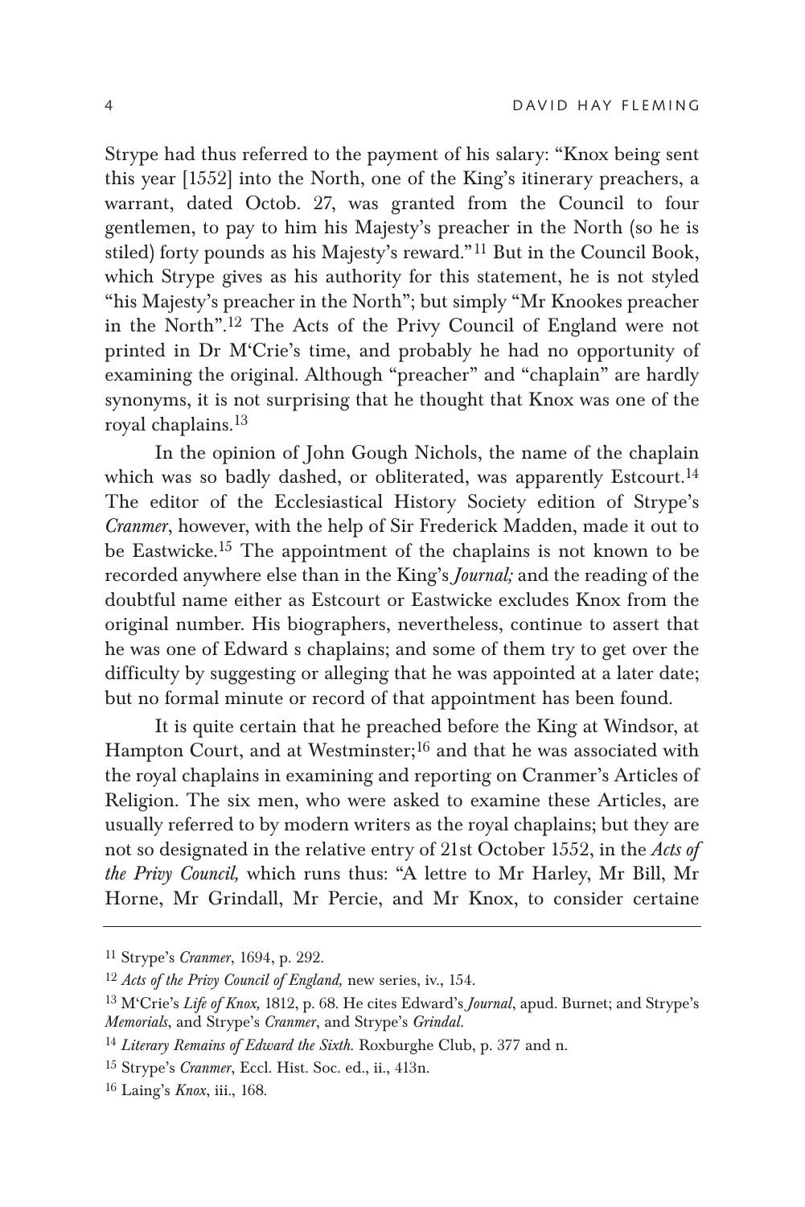Strype had thus referred to the payment of his salary: "Knox being sent this year [1552] into the North, one of the King's itinerary preachers, a warrant, dated Octob. 27, was granted from the Council to four gentlemen, to pay to him his Majesty's preacher in the North (so he is stiled) forty pounds as his Majesty's reward."[11] But in the Council Book, which Strype gives as his authority for this statement, he is not styled "his Majesty's preacher in the North"; but simply "Mr Knookes preacher in the North".[12] The Acts of the Privy Council of England were not printed in Dr M'Crie's time, and probably he had no opportunity of examining the original. Although "preacher" and "chaplain" are hardly synonyms, it is not surprising that he thought that Knox was one of the royal chaplains.[13]

In the opinion of John Gough Nichols, the name of the chaplain which was so badly dashed, or obliterated, was apparently Estcourt.[14] The editor of the Ecclesiastical History Society edition of Strype's *Cranmer*, however, with the help of Sir Frederick Madden, made it out to be Eastwicke.[15] The appointment of the chaplains is not known to be recorded anywhere else than in the King's *Journal;* and the reading of the doubtful name either as Estcourt or Eastwicke excludes Knox from the original number. His biographers, nevertheless, continue to assert that he was one of Edward s chaplains; and some of them try to get over the difficulty by suggesting or alleging that he was appointed at a later date; but no formal minute or record of that appointment has been found.

It is quite certain that he preached before the King at Windsor, at Hampton Court, and at Westminster;[16] and that he was associated with the royal chaplains in examining and reporting on Cranmer's Articles of Religion. The six men, who were asked to examine these Articles, are usually referred to by modern writers as the royal chaplains; but they are not so designated in the relative entry of 21st October 1552, in the *Acts of the Privy Council,* which runs thus: "A lettre to Mr Harley, Mr Bill, Mr Horne, Mr Grindall, Mr Percie, and Mr Knox, to consider certaine

---

[11] Strype's *Cranmer*, 1694, p. 292.

[12] *Acts of the Privy Council of England,* new series, iv., 154.

[13] M'Crie's *Life of Knox,* 1812, p. 68. He cites Edward's *Journal*, apud. Burnet; and Strype's *Memorials*, and Strype's *Cranmer*, and Strype's *Grindal.*

[14] *Literary Remains of Edward the Sixth.* Roxburghe Club, p. 377 and n.

[15] Strype's *Cranmer*, Eccl. Hist. Soc. ed., ii., 413n.

[16] Laing's *Knox*, iii., 168.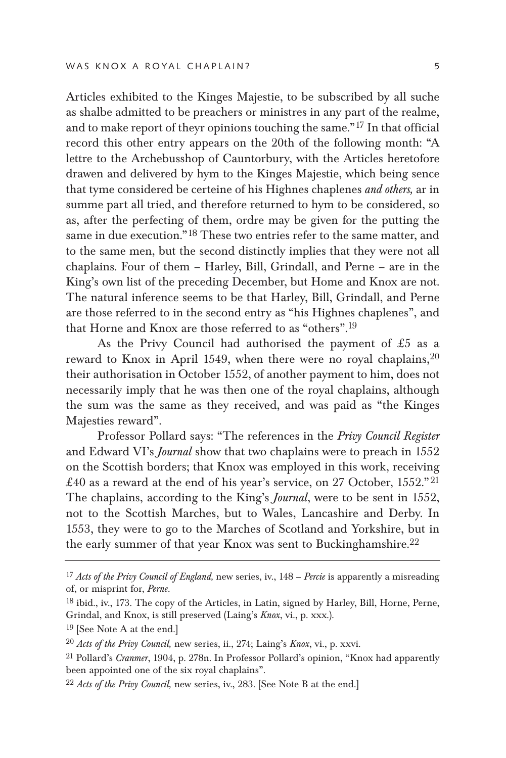Articles exhibited to the Kinges Majestie, to be subscribed by all suche as shalbe admitted to be preachers or ministres in any part of the realme, and to make report of theyr opinions touching the same."[17] In that official record this other entry appears on the 20th of the following month: "A lettre to the Archebusshop of Cauntorbury, with the Articles heretofore drawen and delivered by hym to the Kinges Majestie, which being sence that tyme considered be certeine of his Highnes chaplenes *and others,* ar in summe part all tried, and therefore returned to hym to be considered, so as, after the perfecting of them, ordre may be given for the putting the same in due execution."[18] These two entries refer to the same matter, and to the same men, but the second distinctly implies that they were not all chaplains. Four of them – Harley, Bill, Grindall, and Perne – are in the King's own list of the preceding December, but Home and Knox are not. The natural inference seems to be that Harley, Bill, Grindall, and Perne are those referred to in the second entry as "his Highnes chaplenes", and that Horne and Knox are those referred to as "others".[19]

As the Privy Council had authorised the payment of £5 as a reward to Knox in April 1549, when there were no royal chaplains,[20] their authorisation in October 1552, of another payment to him, does not necessarily imply that he was then one of the royal chaplains, although the sum was the same as they received, and was paid as "the Kinges Majesties reward".

Professor Pollard says: "The references in the *Privy Council Register* and Edward VI's *Journal* show that two chaplains were to preach in 1552 on the Scottish borders; that Knox was employed in this work, receiving £40 as a reward at the end of his year's service, on 27 October, 1552."[21] The chaplains, according to the King's *Journal*, were to be sent in 1552, not to the Scottish Marches, but to Wales, Lancashire and Derby. In 1553, they were to go to the Marches of Scotland and Yorkshire, but in the early summer of that year Knox was sent to Buckinghamshire.[22]

---

[17] *Acts of the Privy Council of England,* new series, iv., 148 – *Percie* is apparently a misreading of, or misprint for, *Perne*.

[18] ibid., iv., 173. The copy of the Articles, in Latin, signed by Harley, Bill, Horne, Perne, Grindal, and Knox, is still preserved (Laing's *Knox*, vi., p. xxx.).

[19] [See Note A at the end.]

[20] *Acts of the Privy Council,* new series, ii., 274; Laing's *Knox*, vi., p. xxvi.

[21] Pollard's *Cranmer*, 1904, p. 278n. In Professor Pollard's opinion, "Knox had apparently been appointed one of the six royal chaplains".

[22] *Acts of the Privy Council,* new series, iv., 283. [See Note B at the end.]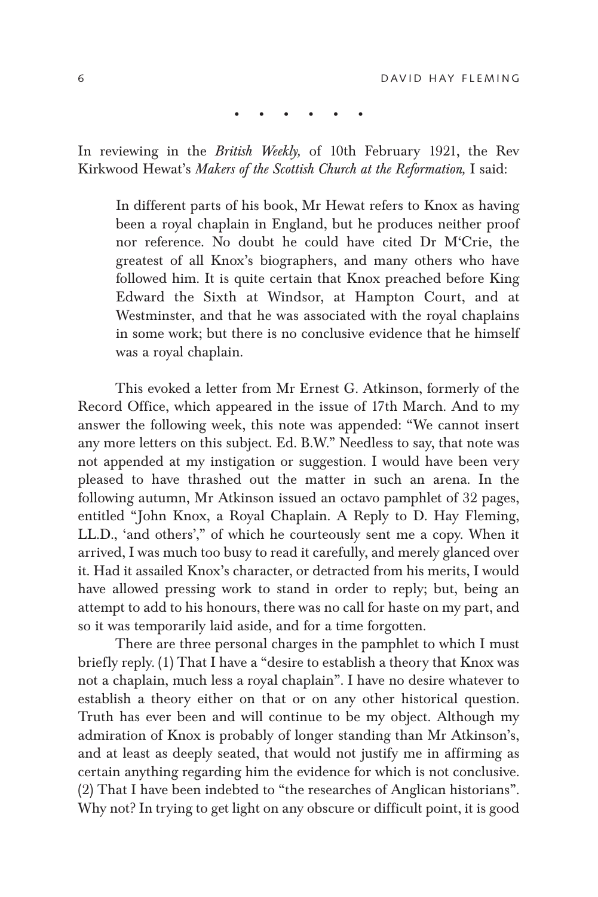• • • • • • •

In reviewing in the *British Weekly,* of 10th February 1921, the Rev Kirkwood Hewat's *Makers of the Scottish Church at the Reformation,* I said:

> In different parts of his book, Mr Hewat refers to Knox as having been a royal chaplain in England, but he produces neither proof nor reference. No doubt he could have cited Dr M'Crie, the greatest of all Knox's biographers, and many others who have followed him. It is quite certain that Knox preached before King Edward the Sixth at Windsor, at Hampton Court, and at Westminster, and that he was associated with the royal chaplains in some work; but there is no conclusive evidence that he himself was a royal chaplain.

This evoked a letter from Mr Ernest G. Atkinson, formerly of the Record Office, which appeared in the issue of 17th March. And to my answer the following week, this note was appended: "We cannot insert any more letters on this subject. Ed. B.W." Needless to say, that note was not appended at my instigation or suggestion. I would have been very pleased to have thrashed out the matter in such an arena. In the following autumn, Mr Atkinson issued an octavo pamphlet of 32 pages, entitled "John Knox, a Royal Chaplain. A Reply to D. Hay Fleming, LL.D., 'and others'," of which he courteously sent me a copy. When it arrived, I was much too busy to read it carefully, and merely glanced over it. Had it assailed Knox's character, or detracted from his merits, I would have allowed pressing work to stand in order to reply; but, being an attempt to add to his honours, there was no call for haste on my part, and so it was temporarily laid aside, and for a time forgotten.

There are three personal charges in the pamphlet to which I must briefly reply. (1) That I have a "desire to establish a theory that Knox was not a chaplain, much less a royal chaplain". I have no desire whatever to establish a theory either on that or on any other historical question. Truth has ever been and will continue to be my object. Although my admiration of Knox is probably of longer standing than Mr Atkinson's, and at least as deeply seated, that would not justify me in affirming as certain anything regarding him the evidence for which is not conclusive. (2) That I have been indebted to "the researches of Anglican historians". Why not? In trying to get light on any obscure or difficult point, it is good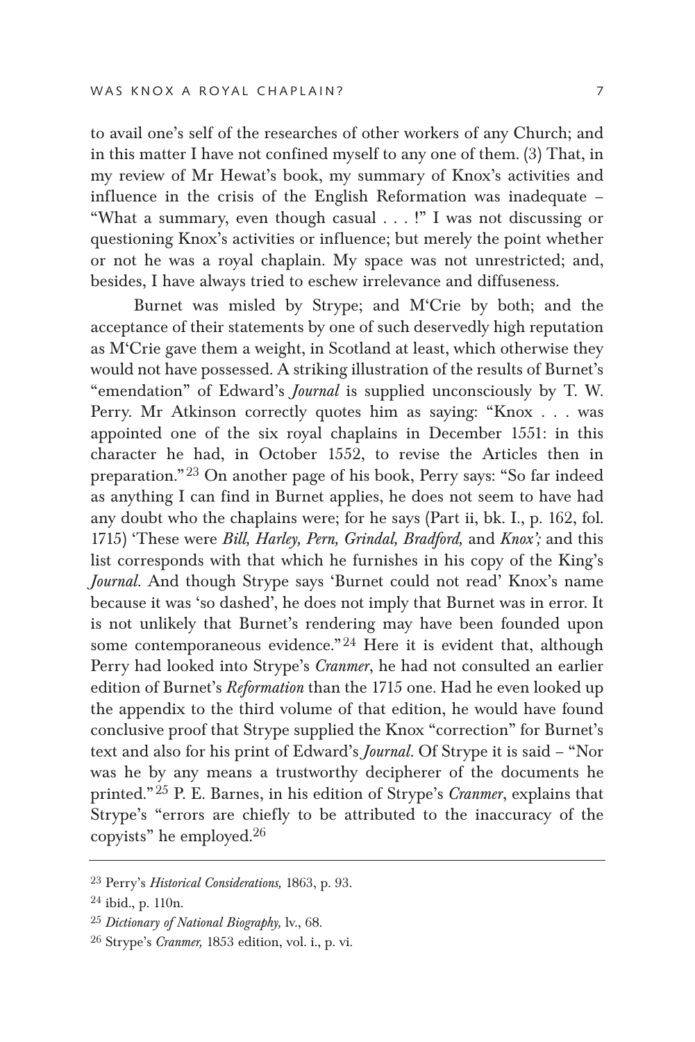to avail one's self of the researches of other workers of any Church; and in this matter I have not confined myself to any one of them. (3) That, in my review of Mr Hewat's book, my summary of Knox's activities and influence in the crisis of the English Reformation was inadequate – "What a summary, even though casual . . . !" I was not discussing or questioning Knox's activities or influence; but merely the point whether or not he was a royal chaplain. My space was not unrestricted; and, besides, I have always tried to eschew irrelevance and diffuseness.

Burnet was misled by Strype; and M'Crie by both; and the acceptance of their statements by one of such deservedly high reputation as M'Crie gave them a weight, in Scotland at least, which otherwise they would not have possessed. A striking illustration of the results of Burnet's "emendation" of Edward's *Journal* is supplied unconsciously by T. W. Perry. Mr Atkinson correctly quotes him as saying: "Knox . . . was appointed one of the six royal chaplains in December 1551: in this character he had, in October 1552, to revise the Articles then in preparation."[23] On another page of his book, Perry says: "So far indeed as anything I can find in Burnet applies, he does not seem to have had any doubt who the chaplains were; for he says (Part ii, bk. I., p. 162, fol. 1715) 'These were *Bill, Harley, Pern, Grindal, Bradford,* and *Knox';* and this list corresponds with that which he furnishes in his copy of the King's *Journal*. And though Strype says 'Burnet could not read' Knox's name because it was 'so dashed', he does not imply that Burnet was in error. It is not unlikely that Burnet's rendering may have been founded upon some contemporaneous evidence."[24] Here it is evident that, although Perry had looked into Strype's *Cranmer*, he had not consulted an earlier edition of Burnet's *Reformation* than the 1715 one. Had he even looked up the appendix to the third volume of that edition, he would have found conclusive proof that Strype supplied the Knox "correction" for Burnet's text and also for his print of Edward's *Journal*. Of Strype it is said – "Nor was he by any means a trustworthy decipherer of the documents he printed."[25] P. E. Barnes, in his edition of Strype's *Cranmer*, explains that Strype's "errors are chiefly to be attributed to the inaccuracy of the copyists" he employed.[26]

---

[23] Perry's *Historical Considerations,* 1863, p. 93.

[24] ibid., p. 110n.

[25] *Dictionary of National Biography,* lv., 68.

[26] Strype's *Cranmer,* 1853 edition, vol. i., p. vi.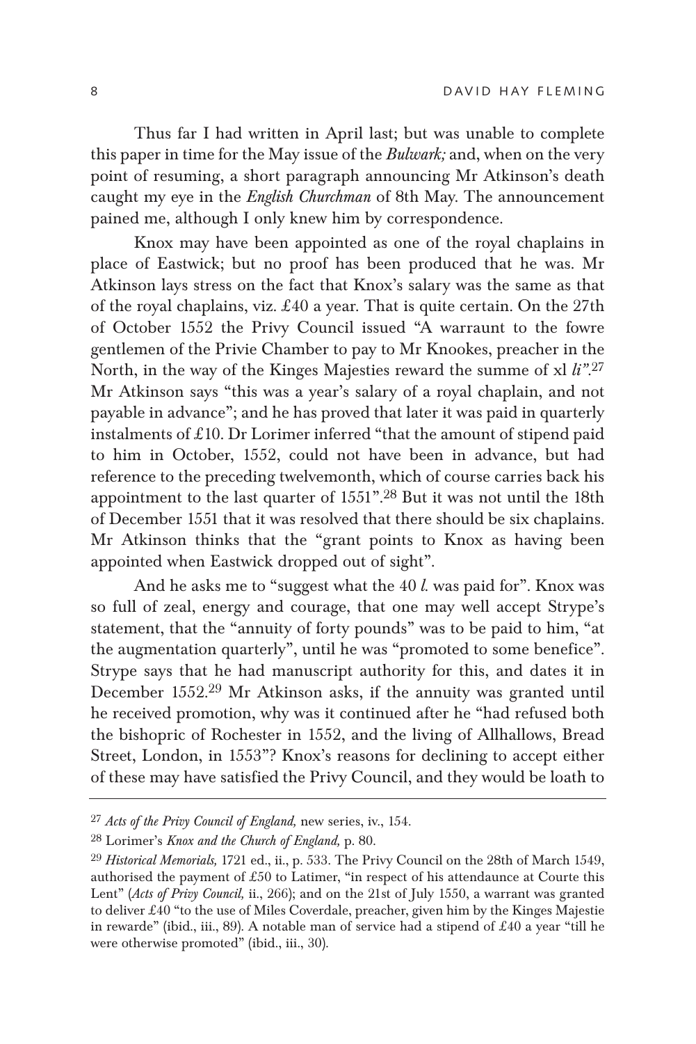Thus far I had written in April last; but was unable to complete this paper in time for the May issue of the *Bulwark;* and, when on the very point of resuming, a short paragraph announcing Mr Atkinson's death caught my eye in the *English Churchman* of 8th May. The announcement pained me, although I only knew him by correspondence.

Knox may have been appointed as one of the royal chaplains in place of Eastwick; but no proof has been produced that he was. Mr Atkinson lays stress on the fact that Knox's salary was the same as that of the royal chaplains, viz. £40 a year. That is quite certain. On the 27th of October 1552 the Privy Council issued "A warraunt to the fowre gentlemen of the Privie Chamber to pay to Mr Knookes, preacher in the North, in the way of the Kinges Majesties reward the summe of xl *li*".[27] Mr Atkinson says "this was a year's salary of a royal chaplain, and not payable in advance"; and he has proved that later it was paid in quarterly instalments of £10. Dr Lorimer inferred "that the amount of stipend paid to him in October, 1552, could not have been in advance, but had reference to the preceding twelvemonth, which of course carries back his appointment to the last quarter of 1551".[28] But it was not until the 18th of December 1551 that it was resolved that there should be six chaplains. Mr Atkinson thinks that the "grant points to Knox as having been appointed when Eastwick dropped out of sight".

And he asks me to "suggest what the 40 *l.* was paid for". Knox was so full of zeal, energy and courage, that one may well accept Strype's statement, that the "annuity of forty pounds" was to be paid to him, "at the augmentation quarterly", until he was "promoted to some benefice". Strype says that he had manuscript authority for this, and dates it in December 1552.[29] Mr Atkinson asks, if the annuity was granted until he received promotion, why was it continued after he "had refused both the bishopric of Rochester in 1552, and the living of Allhallows, Bread Street, London, in 1553"? Knox's reasons for declining to accept either of these may have satisfied the Privy Council, and they would be loath to

---

[27] *Acts of the Privy Council of England,* new series, iv., 154.

[28] Lorimer's *Knox and the Church of England,* p. 80.

[29] *Historical Memorials,* 1721 ed., ii., p. 533. The Privy Council on the 28th of March 1549, authorised the payment of £50 to Latimer, "in respect of his attendaunce at Courte this Lent" (*Acts of Privy Council,* ii., 266); and on the 21st of July 1550, a warrant was granted to deliver £40 "to the use of Miles Coverdale, preacher, given him by the Kinges Majestie in rewarde" (ibid., iii., 89). A notable man of service had a stipend of £40 a year "till he were otherwise promoted" (ibid., iii., 30).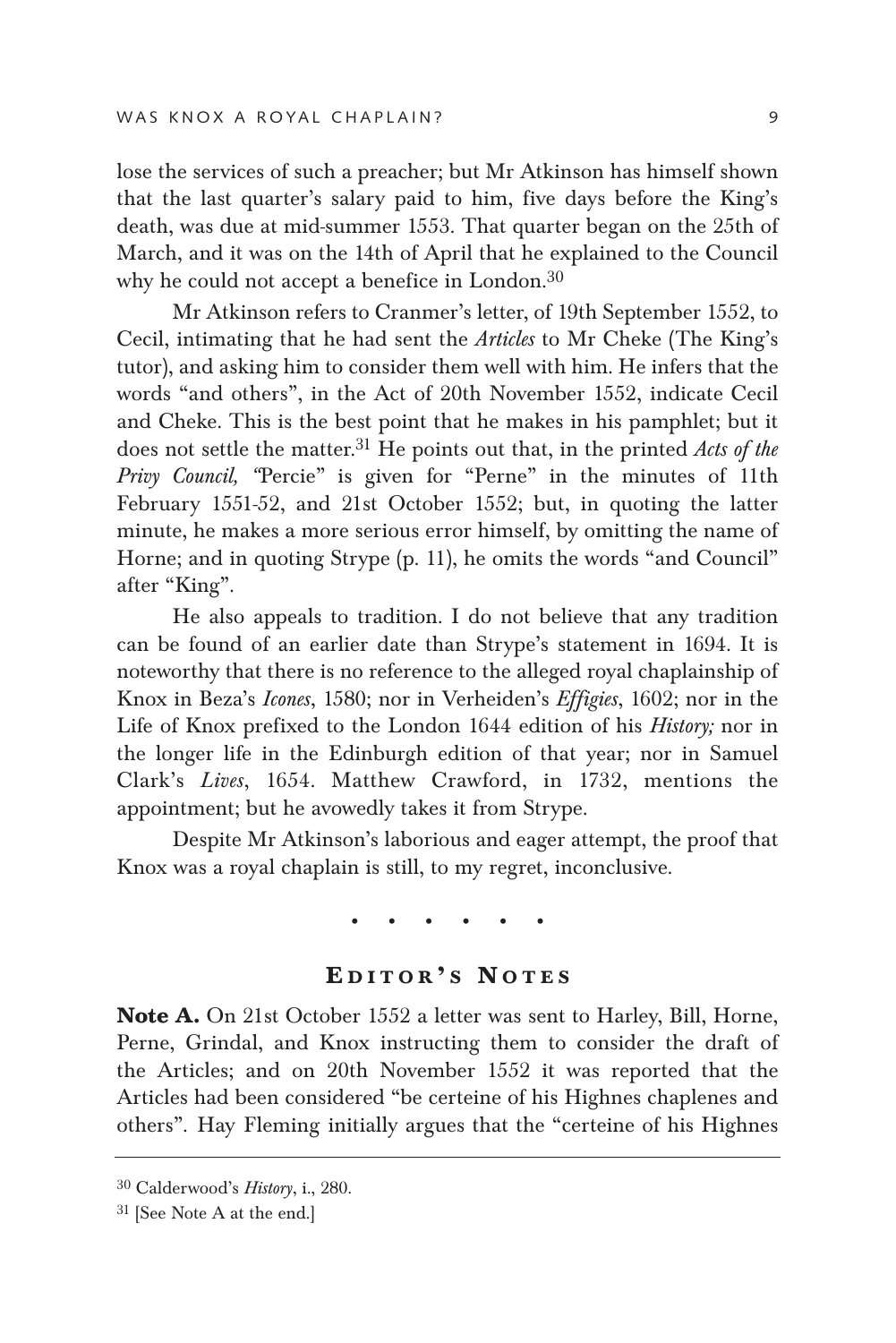lose the services of such a preacher; but Mr Atkinson has himself shown that the last quarter's salary paid to him, five days before the King's death, was due at mid-summer 1553. That quarter began on the 25th of March, and it was on the 14th of April that he explained to the Council why he could not accept a benefice in London.[30]

Mr Atkinson refers to Cranmer's letter, of 19th September 1552, to Cecil, intimating that he had sent the *Articles* to Mr Cheke (The King's tutor), and asking him to consider them well with him. He infers that the words "and others", in the Act of 20th November 1552, indicate Cecil and Cheke. This is the best point that he makes in his pamphlet; but it does not settle the matter.[31] He points out that, in the printed *Acts of the Privy Council,* "Percie" is given for "Perne" in the minutes of 11th February 1551-52, and 21st October 1552; but, in quoting the latter minute, he makes a more serious error himself, by omitting the name of Horne; and in quoting Strype (p. 11), he omits the words "and Council" after "King".

He also appeals to tradition. I do not believe that any tradition can be found of an earlier date than Strype's statement in 1694. It is noteworthy that there is no reference to the alleged royal chaplainship of Knox in Beza's *Icones*, 1580; nor in Verheiden's *Effigies*, 1602; nor in the Life of Knox prefixed to the London 1644 edition of his *History;* nor in the longer life in the Edinburgh edition of that year; nor in Samuel Clark's *Lives*, 1654. Matthew Crawford, in 1732, mentions the appointment; but he avowedly takes it from Strype.

Despite Mr Atkinson's laborious and eager attempt, the proof that Knox was a royal chaplain is still, to my regret, inconclusive.

• • • • • • •

## Editor's Notes

**Note A.** On 21st October 1552 a letter was sent to Harley, Bill, Horne, Perne, Grindal, and Knox instructing them to consider the draft of the Articles; and on 20th November 1552 it was reported that the Articles had been considered "be certeine of his Highnes chaplenes and others". Hay Fleming initially argues that the "certeine of his Highnes

---

[30] Calderwood's *History*, i., 280.

[31] [See Note A at the end.]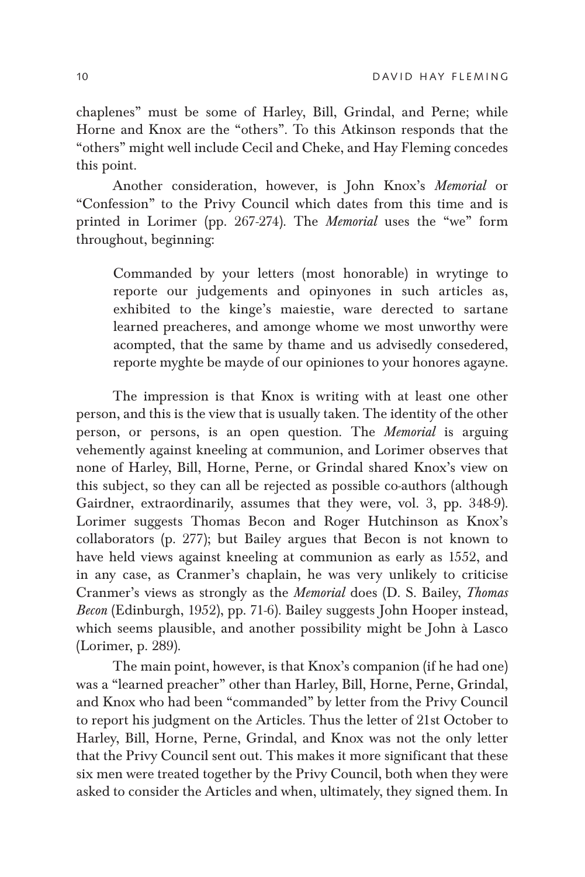chaplenes" must be some of Harley, Bill, Grindal, and Perne; while Horne and Knox are the "others". To this Atkinson responds that the "others" might well include Cecil and Cheke, and Hay Fleming concedes this point.

Another consideration, however, is John Knox's *Memorial* or "Confession" to the Privy Council which dates from this time and is printed in Lorimer (pp. 267-274). The *Memorial* uses the "we" form throughout, beginning:

> Commanded by your letters (most honorable) in wrytinge to reporte our judgements and opinyones in such articles as, exhibited to the kinge's maiestie, ware derected to sartane learned preacheres, and amonge whome we most unworthy were acompted, that the same by thame and us advisedly consedered, reporte myghte be mayde of our opiniones to your honores agayne.

The impression is that Knox is writing with at least one other person, and this is the view that is usually taken. The identity of the other person, or persons, is an open question. The *Memorial* is arguing vehemently against kneeling at communion, and Lorimer observes that none of Harley, Bill, Horne, Perne, or Grindal shared Knox's view on this subject, so they can all be rejected as possible co-authors (although Gairdner, extraordinarily, assumes that they were, vol. 3, pp. 348-9). Lorimer suggests Thomas Becon and Roger Hutchinson as Knox's collaborators (p. 277); but Bailey argues that Becon is not known to have held views against kneeling at communion as early as 1552, and in any case, as Cranmer's chaplain, he was very unlikely to criticise Cranmer's views as strongly as the *Memorial* does (D. S. Bailey, *Thomas Becon* (Edinburgh, 1952), pp. 71-6). Bailey suggests John Hooper instead, which seems plausible, and another possibility might be John à Lasco (Lorimer, p. 289).

The main point, however, is that Knox's companion (if he had one) was a "learned preacher" other than Harley, Bill, Horne, Perne, Grindal, and Knox who had been "commanded" by letter from the Privy Council to report his judgment on the Articles. Thus the letter of 21st October to Harley, Bill, Horne, Perne, Grindal, and Knox was not the only letter that the Privy Council sent out. This makes it more significant that these six men were treated together by the Privy Council, both when they were asked to consider the Articles and when, ultimately, they signed them. In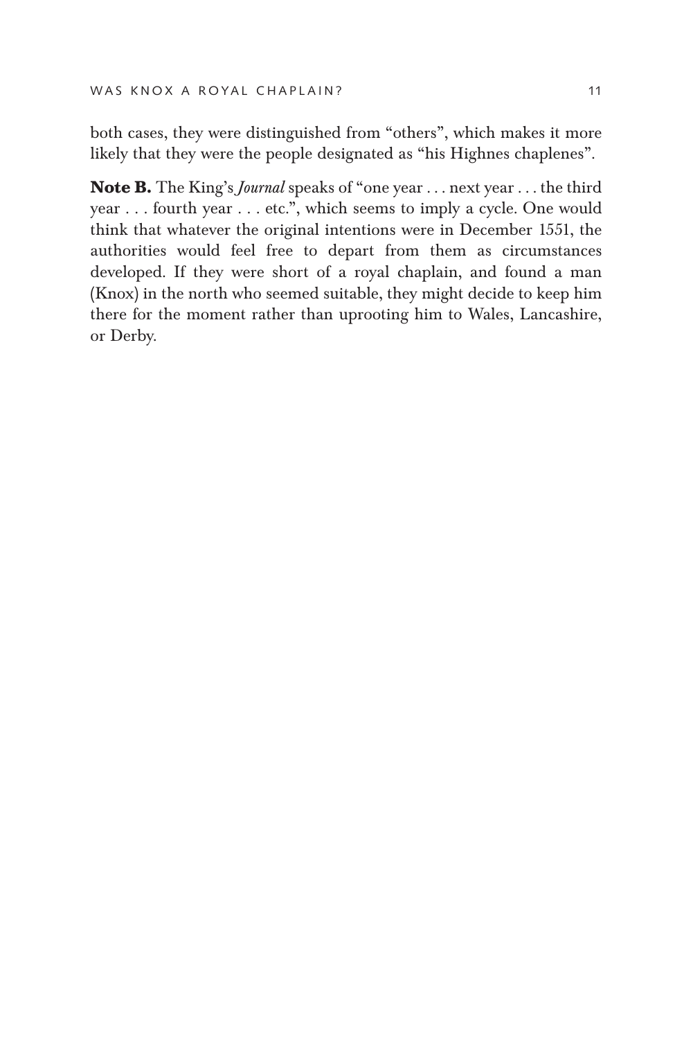both cases, they were distinguished from "others", which makes it more likely that they were the people designated as "his Highnes chaplenes".

**Note B.** The King's *Journal* speaks of "one year . . . next year . . . the third year . . . fourth year . . . etc.", which seems to imply a cycle. One would think that whatever the original intentions were in December 1551, the authorities would feel free to depart from them as circumstances developed. If they were short of a royal chaplain, and found a man (Knox) in the north who seemed suitable, they might decide to keep him there for the moment rather than uprooting him to Wales, Lancashire, or Derby.